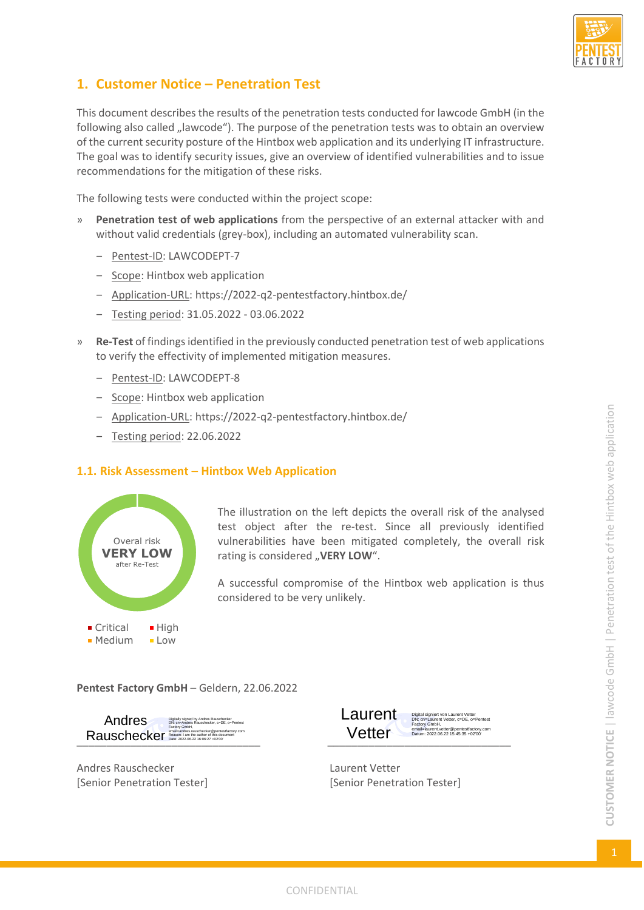# 1. Customer Notice – Penetration Test

This document describes the results of the penetration tests conducted for lawcode GmbH (in the following also called „lawcode"). The purpose of the penetration tests was to obtain an overview of the current security posture of the Hintbox web application and its underlying IT infrastructure. The goal was to identify security issues, give an overview of identified vulnerabilities and to issue recommendations for the mitigation of these risks.

The following tests were conducted within the project scope:

- **Penetration test of web applications** from the perspective of an external attacker with and without valid credentials (grey-box), including an automated vulnerability scan.
  - Pentest-ID: LAWCODEPT-7
  - Scope: Hintbox web application
  - Application-URL: https://2022-q2-pentestfactory.hintbox.de/
  - Testing period: 31.05.2022 - 03.06.2022

- **Re-Test** of findings identified in the previously conducted penetration test of web applications to verify the effectivity of implemented mitigation measures.
  - Pentest-ID: LAWCODEPT-8
  - Scope: Hintbox web application
  - Application-URL: https://2022-q2-pentestfactory.hintbox.de/
  - Testing period: 22.06.2022

## 1.1. Risk Assessment – Hintbox Web Application

Overal risk
**VERY LOW**
after Re-Test

- Critical
- High
- Medium
- Low

The illustration on the left depicts the overall risk of the analysed test object after the re-test. Since all previously identified vulnerabilities have been mitigated completely, the overall risk rating is considered „**VERY LOW**".

A successful compromise of the Hintbox web application is thus considered to be very unlikely.

**Pentest Factory GmbH** – Geldern, 22.06.2022

Andres Rauschecker
Digitally signed by Andres Rauschecker
DN: cn=Andres Rauschecker, c=DE, o=Pentest Factory GmbH, email=andres.rauschecker@pentestfactory.com
Reason: I am the author of this document
Date: 2022.06.22 16:06:27 +02'00'

Andres Rauschecker
[Senior Penetration Tester]

Laurent Vetter
Digital signiert von Laurent Vetter
DN: cn=Laurent Vetter, c=DE, o=Pentest Factory GmbH, email=laurent.vetter@pentestfactory.com
Datum: 2022.06.22 15:45:35 +02'00'

Laurent Vetter
[Senior Penetration Tester]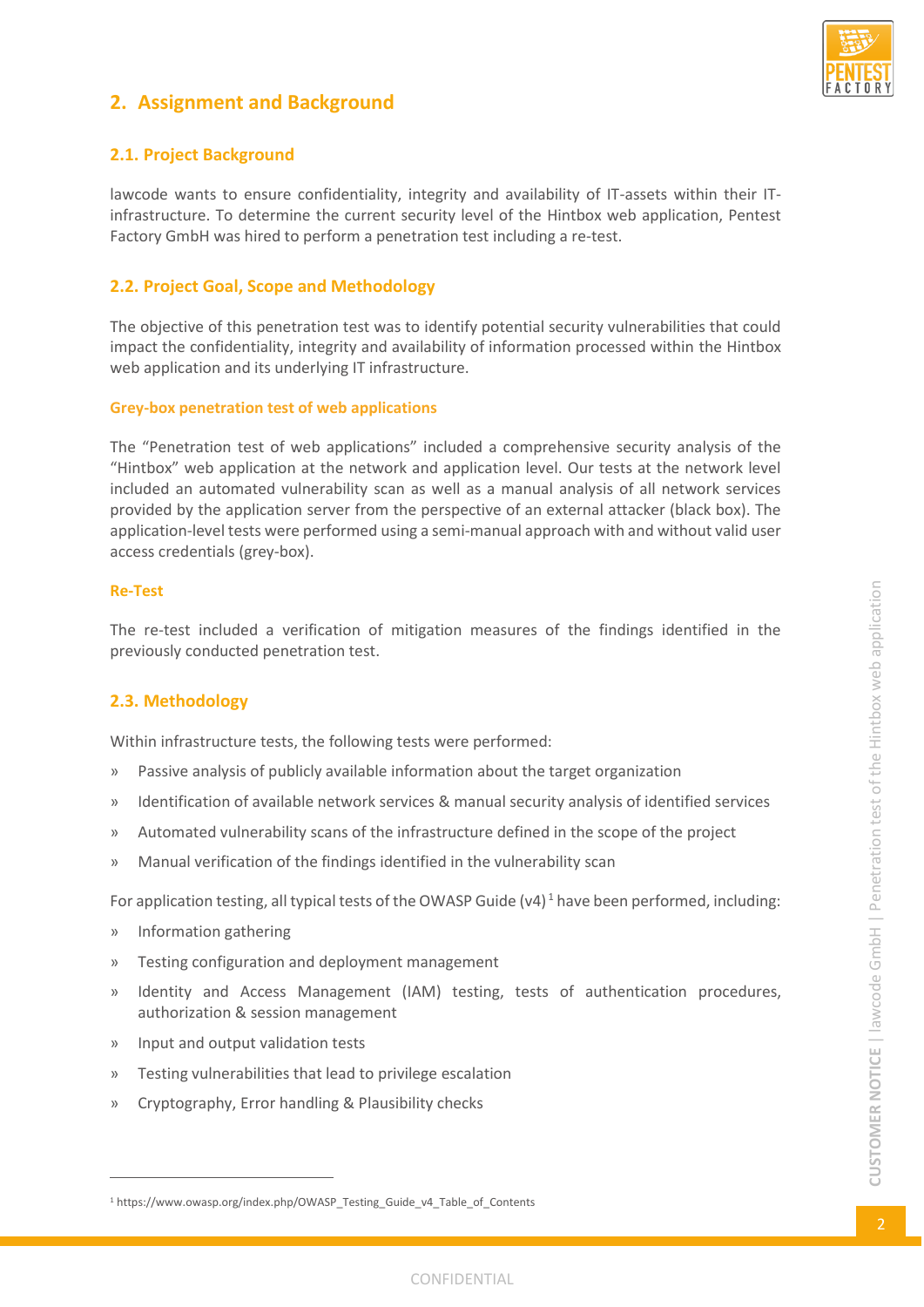# 2. Assignment and Background

## 2.1. Project Background

lawcode wants to ensure confidentiality, integrity and availability of IT-assets within their IT-infrastructure. To determine the current security level of the Hintbox web application, Pentest Factory GmbH was hired to perform a penetration test including a re-test.

## 2.2. Project Goal, Scope and Methodology

The objective of this penetration test was to identify potential security vulnerabilities that could impact the confidentiality, integrity and availability of information processed within the Hintbox web application and its underlying IT infrastructure.

### Grey-box penetration test of web applications

The "Penetration test of web applications" included a comprehensive security analysis of the "Hintbox" web application at the network and application level. Our tests at the network level included an automated vulnerability scan as well as a manual analysis of all network services provided by the application server from the perspective of an external attacker (black box). The application-level tests were performed using a semi-manual approach with and without valid user access credentials (grey-box).

### Re-Test

The re-test included a verification of mitigation measures of the findings identified in the previously conducted penetration test.

## 2.3. Methodology

Within infrastructure tests, the following tests were performed:

- Passive analysis of publicly available information about the target organization
- Identification of available network services & manual security analysis of identified services
- Automated vulnerability scans of the infrastructure defined in the scope of the project
- Manual verification of the findings identified in the vulnerability scan

For application testing, all typical tests of the OWASP Guide (v4)[1] have been performed, including:

- Information gathering
- Testing configuration and deployment management
- Identity and Access Management (IAM) testing, tests of authentication procedures, authorization & session management
- Input and output validation tests
- Testing vulnerabilities that lead to privilege escalation
- Cryptography, Error handling & Plausibility checks

[1] https://www.owasp.org/index.php/OWASP_Testing_Guide_v4_Table_of_Contents